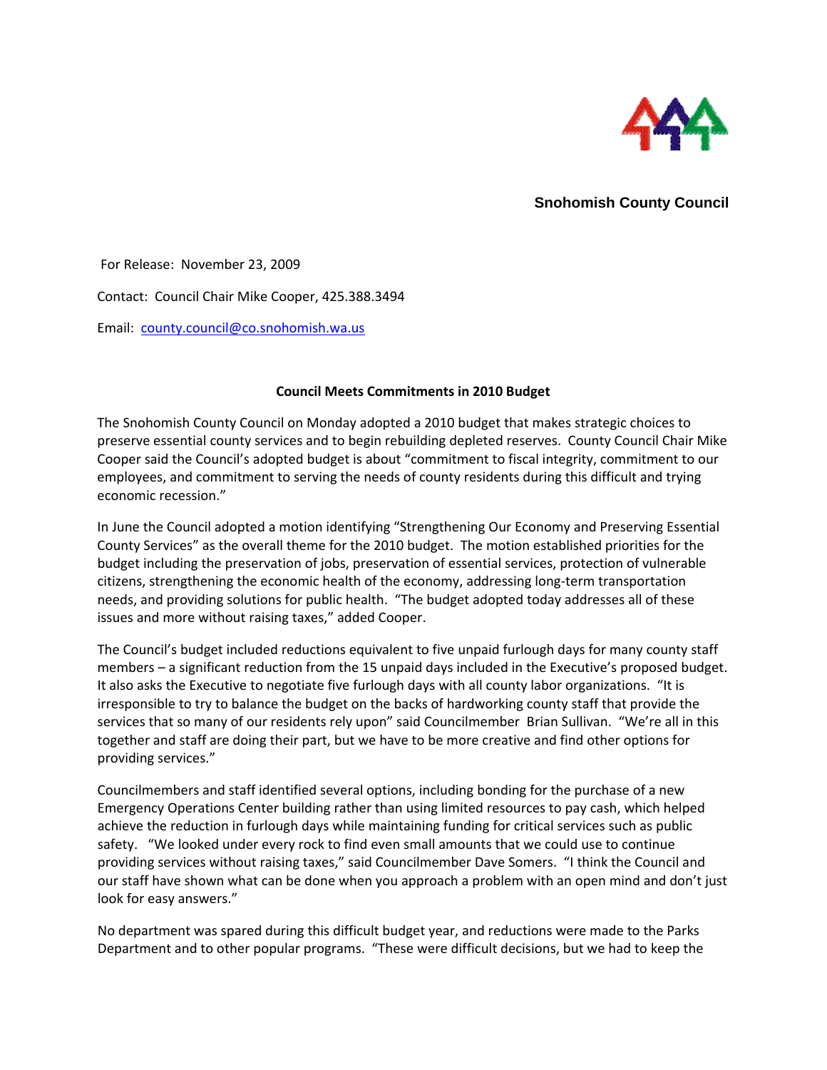**Snohomish County Council**

For Release: November 23, 2009

Contact: Council Chair Mike Cooper, 425.388.3494

Email: county.council@co.snohomish.wa.us

**Council Meets Commitments in 2010 Budget**

The Snohomish County Council on Monday adopted a 2010 budget that makes strategic choices to preserve essential county services and to begin rebuilding depleted reserves. County Council Chair Mike Cooper said the Council's adopted budget is about "commitment to fiscal integrity, commitment to our employees, and commitment to serving the needs of county residents during this difficult and trying economic recession."

In June the Council adopted a motion identifying "Strengthening Our Economy and Preserving Essential County Services" as the overall theme for the 2010 budget. The motion established priorities for the budget including the preservation of jobs, preservation of essential services, protection of vulnerable citizens, strengthening the economic health of the economy, addressing long-term transportation needs, and providing solutions for public health. "The budget adopted today addresses all of these issues and more without raising taxes," added Cooper.

The Council's budget included reductions equivalent to five unpaid furlough days for many county staff members – a significant reduction from the 15 unpaid days included in the Executive's proposed budget. It also asks the Executive to negotiate five furlough days with all county labor organizations. "It is irresponsible to try to balance the budget on the backs of hardworking county staff that provide the services that so many of our residents rely upon" said Councilmember Brian Sullivan. "We're all in this together and staff are doing their part, but we have to be more creative and find other options for providing services."

Councilmembers and staff identified several options, including bonding for the purchase of a new Emergency Operations Center building rather than using limited resources to pay cash, which helped achieve the reduction in furlough days while maintaining funding for critical services such as public safety. "We looked under every rock to find even small amounts that we could use to continue providing services without raising taxes," said Councilmember Dave Somers. "I think the Council and our staff have shown what can be done when you approach a problem with an open mind and don't just look for easy answers."

No department was spared during this difficult budget year, and reductions were made to the Parks Department and to other popular programs. "These were difficult decisions, but we had to keep the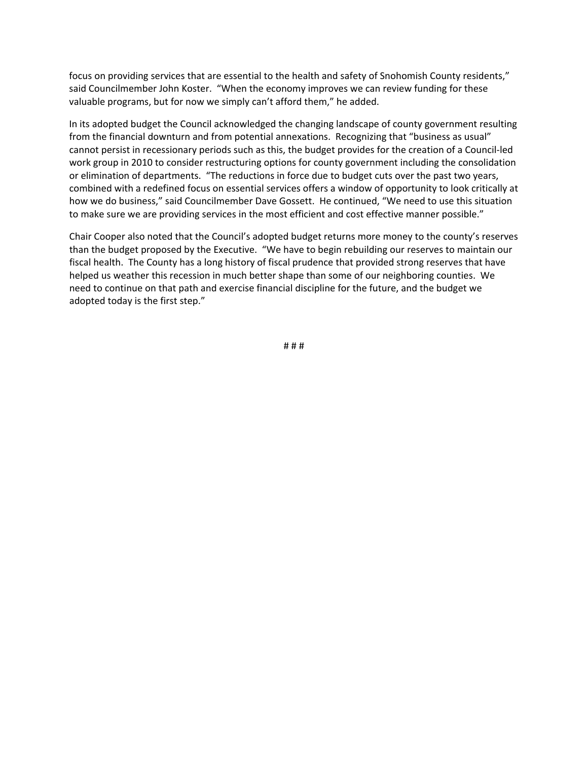focus on providing services that are essential to the health and safety of Snohomish County residents," said Councilmember John Koster. "When the economy improves we can review funding for these valuable programs, but for now we simply can't afford them," he added.

In its adopted budget the Council acknowledged the changing landscape of county government resulting from the financial downturn and from potential annexations. Recognizing that "business as usual" cannot persist in recessionary periods such as this, the budget provides for the creation of a Council-led work group in 2010 to consider restructuring options for county government including the consolidation or elimination of departments. "The reductions in force due to budget cuts over the past two years, combined with a redefined focus on essential services offers a window of opportunity to look critically at how we do business," said Councilmember Dave Gossett. He continued, "We need to use this situation to make sure we are providing services in the most efficient and cost effective manner possible."

Chair Cooper also noted that the Council's adopted budget returns more money to the county's reserves than the budget proposed by the Executive. "We have to begin rebuilding our reserves to maintain our fiscal health. The County has a long history of fiscal prudence that provided strong reserves that have helped us weather this recession in much better shape than some of our neighboring counties. We need to continue on that path and exercise financial discipline for the future, and the budget we adopted today is the first step."

# # #